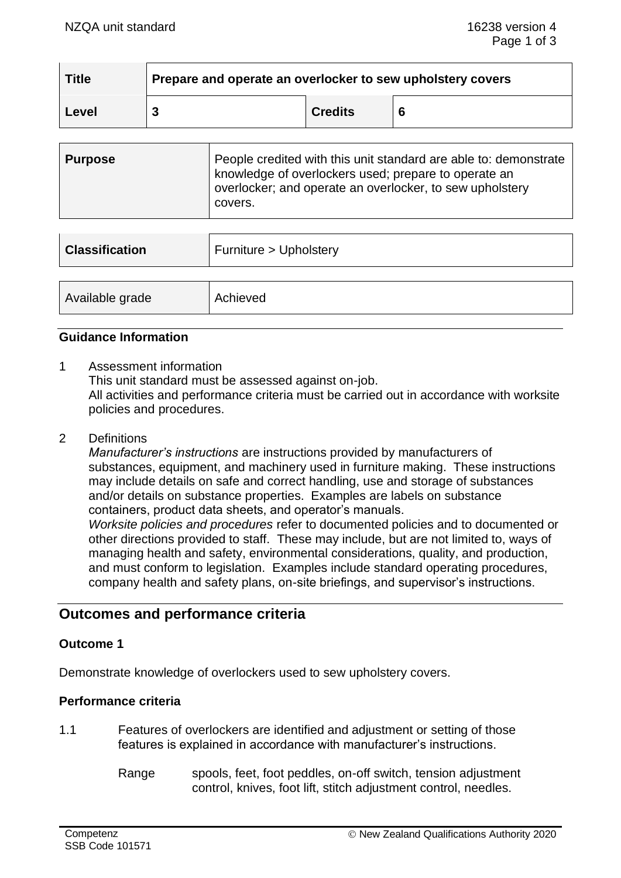| Title | Prepare and operate an overlocker to sew upholstery covers | | |
|---|---|---|---|
| Level | 3 | Credits | 6 |

| Purpose | People credited with this unit standard are able to: demonstrate knowledge of overlockers used; prepare to operate an overlocker; and operate an overlocker, to sew upholstery covers. |
|---|---|

| Classification | Furniture > Upholstery |
|---|---|

| Available grade | Achieved |
|---|---|

### Guidance Information

1 Assessment information
This unit standard must be assessed against on-job.
All activities and performance criteria must be carried out in accordance with worksite policies and procedures.

2 Definitions
*Manufacturer's instructions* are instructions provided by manufacturers of substances, equipment, and machinery used in furniture making. These instructions may include details on safe and correct handling, use and storage of substances and/or details on substance properties. Examples are labels on substance containers, product data sheets, and operator's manuals.
*Worksite policies and procedures* refer to documented policies and to documented or other directions provided to staff. These may include, but are not limited to, ways of managing health and safety, environmental considerations, quality, and production, and must conform to legislation. Examples include standard operating procedures, company health and safety plans, on-site briefings, and supervisor's instructions.

## Outcomes and performance criteria

### Outcome 1

Demonstrate knowledge of overlockers used to sew upholstery covers.

### Performance criteria

1.1 Features of overlockers are identified and adjustment or setting of those features is explained in accordance with manufacturer's instructions.

Range spools, feet, foot peddles, on-off switch, tension adjustment control, knives, foot lift, stitch adjustment control, needles.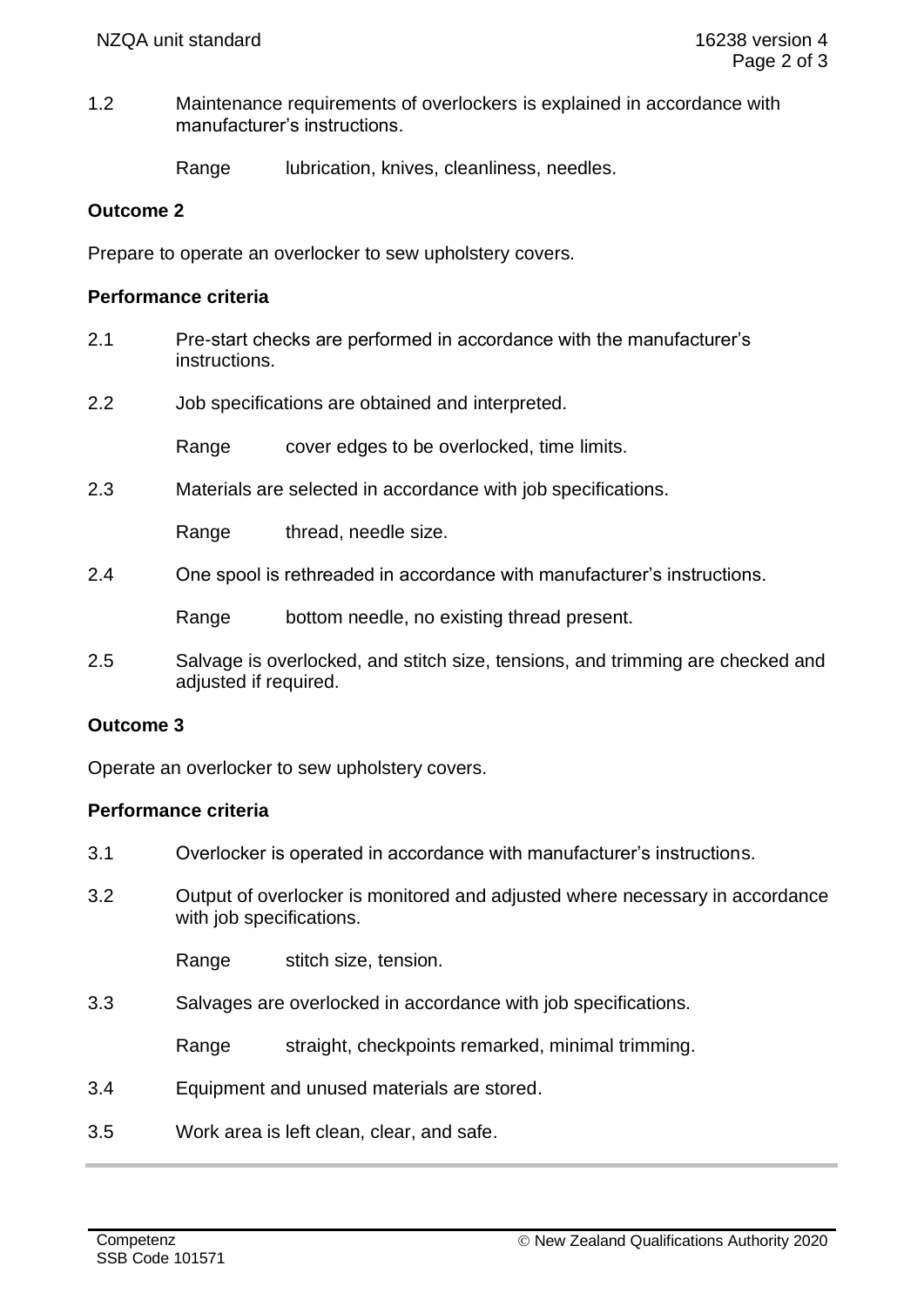1.2 Maintenance requirements of overlockers is explained in accordance with manufacturer's instructions.

Range lubrication, knives, cleanliness, needles.

**Outcome 2**

Prepare to operate an overlocker to sew upholstery covers.

**Performance criteria**

2.1 Pre-start checks are performed in accordance with the manufacturer's instructions.

2.2 Job specifications are obtained and interpreted.

Range cover edges to be overlocked, time limits.

2.3 Materials are selected in accordance with job specifications.

Range thread, needle size.

2.4 One spool is rethreaded in accordance with manufacturer's instructions.

Range bottom needle, no existing thread present.

2.5 Salvage is overlocked, and stitch size, tensions, and trimming are checked and adjusted if required.

**Outcome 3**

Operate an overlocker to sew upholstery covers.

**Performance criteria**

3.1 Overlocker is operated in accordance with manufacturer's instructions.

3.2 Output of overlocker is monitored and adjusted where necessary in accordance with job specifications.

Range stitch size, tension.

3.3 Salvages are overlocked in accordance with job specifications.

Range straight, checkpoints remarked, minimal trimming.

3.4 Equipment and unused materials are stored.

3.5 Work area is left clean, clear, and safe.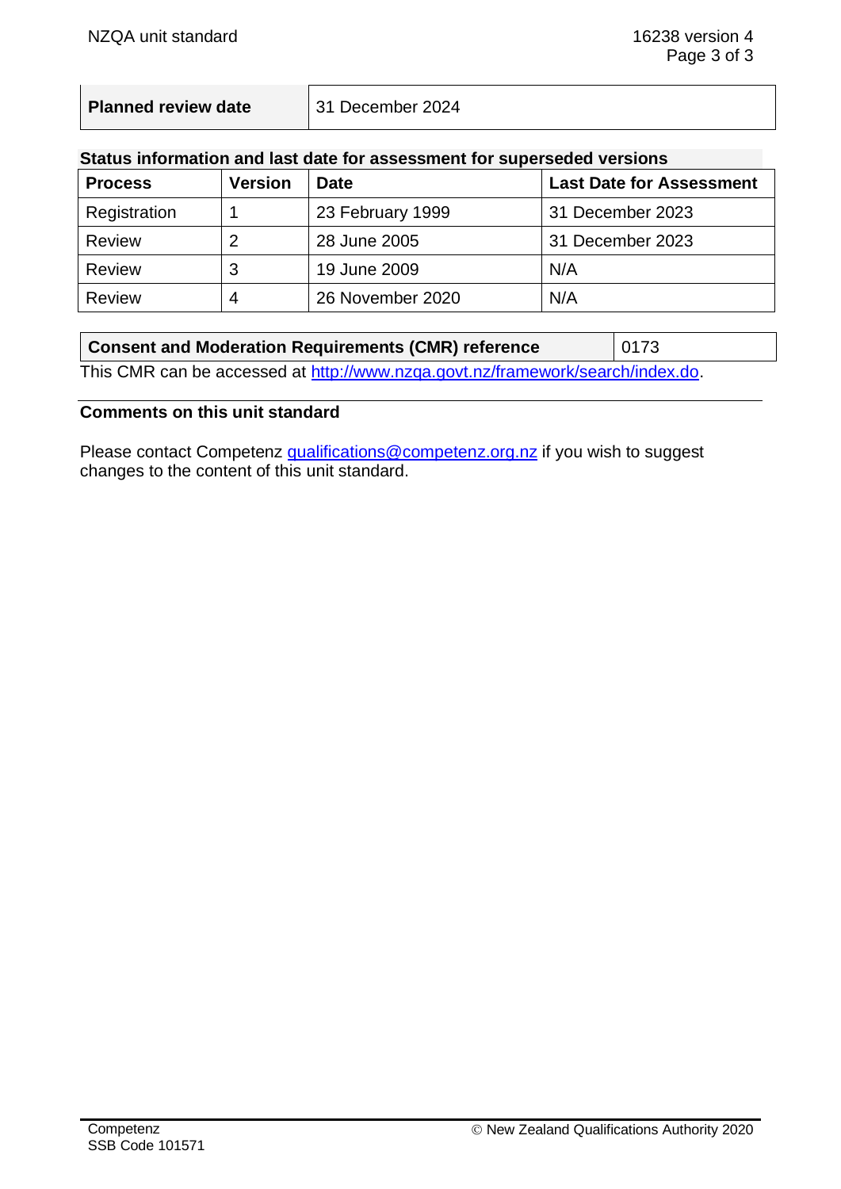| | |
|---|---|
| **Planned review date** | 31 December 2024 |

**Status information and last date for assessment for superseded versions**

| Process | Version | Date | Last Date for Assessment |
|---|---|---|---|
| Registration | 1 | 23 February 1999 | 31 December 2023 |
| Review | 2 | 28 June 2005 | 31 December 2023 |
| Review | 3 | 19 June 2009 | N/A |
| Review | 4 | 26 November 2020 | N/A |

| | |
|---|---|
| **Consent and Moderation Requirements (CMR) reference** | 0173 |

This CMR can be accessed at http://www.nzqa.govt.nz/framework/search/index.do.

**Comments on this unit standard**

Please contact Competenz qualifications@competenz.org.nz if you wish to suggest changes to the content of this unit standard.